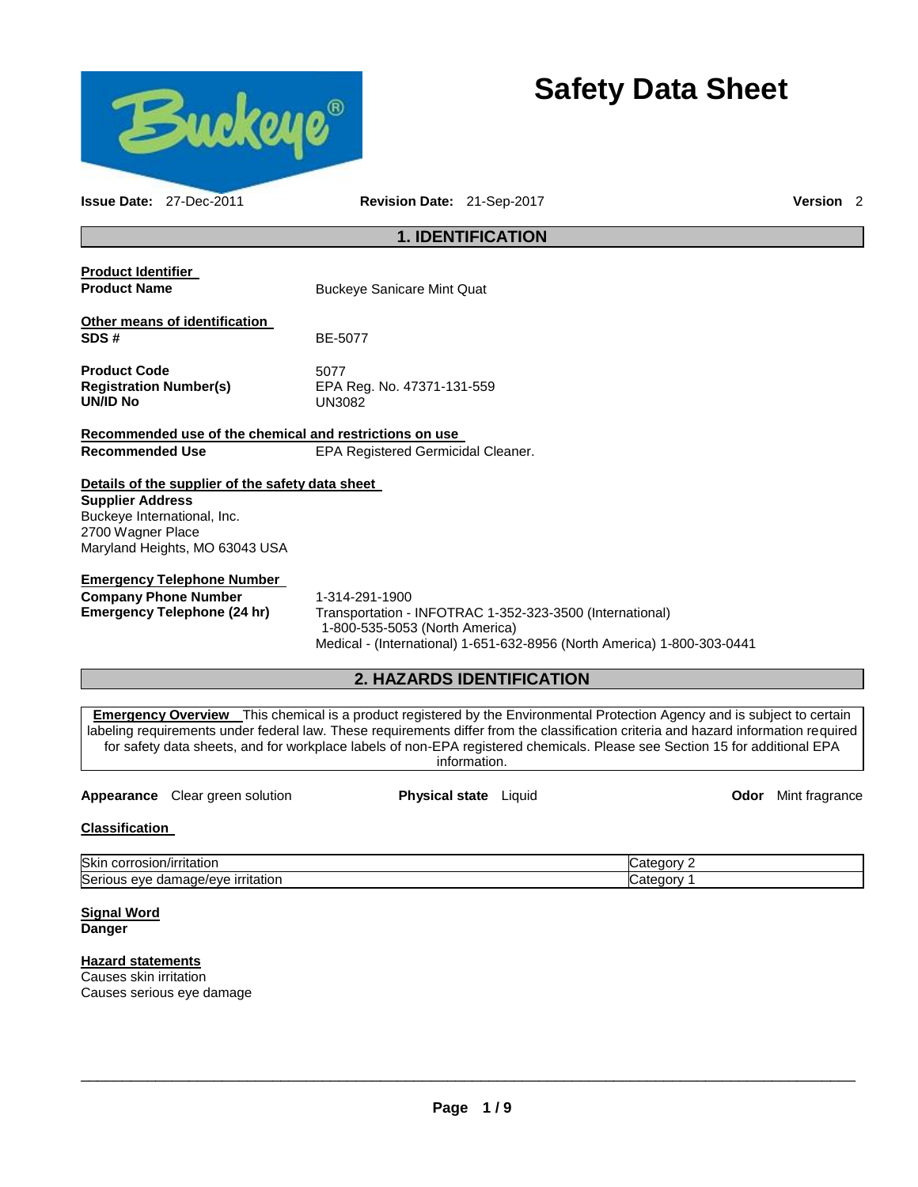# Safety Data Sheet

**Issue Date:** 27-Dec-2011 **Revision Date:** 21-Sep-2017 **Version** 2

## 1. IDENTIFICATION

**Product Identifier**

**Product Name** Buckeye Sanicare Mint Quat

**Other means of identification**

**SDS #** BE-5077

**Product Code** 5077

**Registration Number(s)** EPA Reg. No. 47371-131-559

**UN/ID No** UN3082

**Recommended use of the chemical and restrictions on use**

**Recommended Use** EPA Registered Germicidal Cleaner.

**Details of the supplier of the safety data sheet**

**Supplier Address**
Buckeye International, Inc.
2700 Wagner Place
Maryland Heights, MO 63043 USA

**Emergency Telephone Number**

**Company Phone Number** 1-314-291-1900

**Emergency Telephone (24 hr)** Transportation - INFOTRAC 1-352-323-3500 (International)
1-800-535-5053 (North America)
Medical - (International) 1-651-632-8956 (North America) 1-800-303-0441

## 2. HAZARDS IDENTIFICATION

**Emergency Overview** This chemical is a product registered by the Environmental Protection Agency and is subject to certain labeling requirements under federal law. These requirements differ from the classification criteria and hazard information required for safety data sheets, and for workplace labels of non-EPA registered chemicals. Please see Section 15 for additional EPA information.

**Appearance** Clear green solution **Physical state** Liquid **Odor** Mint fragrance

**Classification**

| | |
|---|---|
| Skin corrosion/irritation | Category 2 |
| Serious eye damage/eye irritation | Category 1 |

**Signal Word**

**Danger**

**Hazard statements**

Causes skin irritation
Causes serious eye damage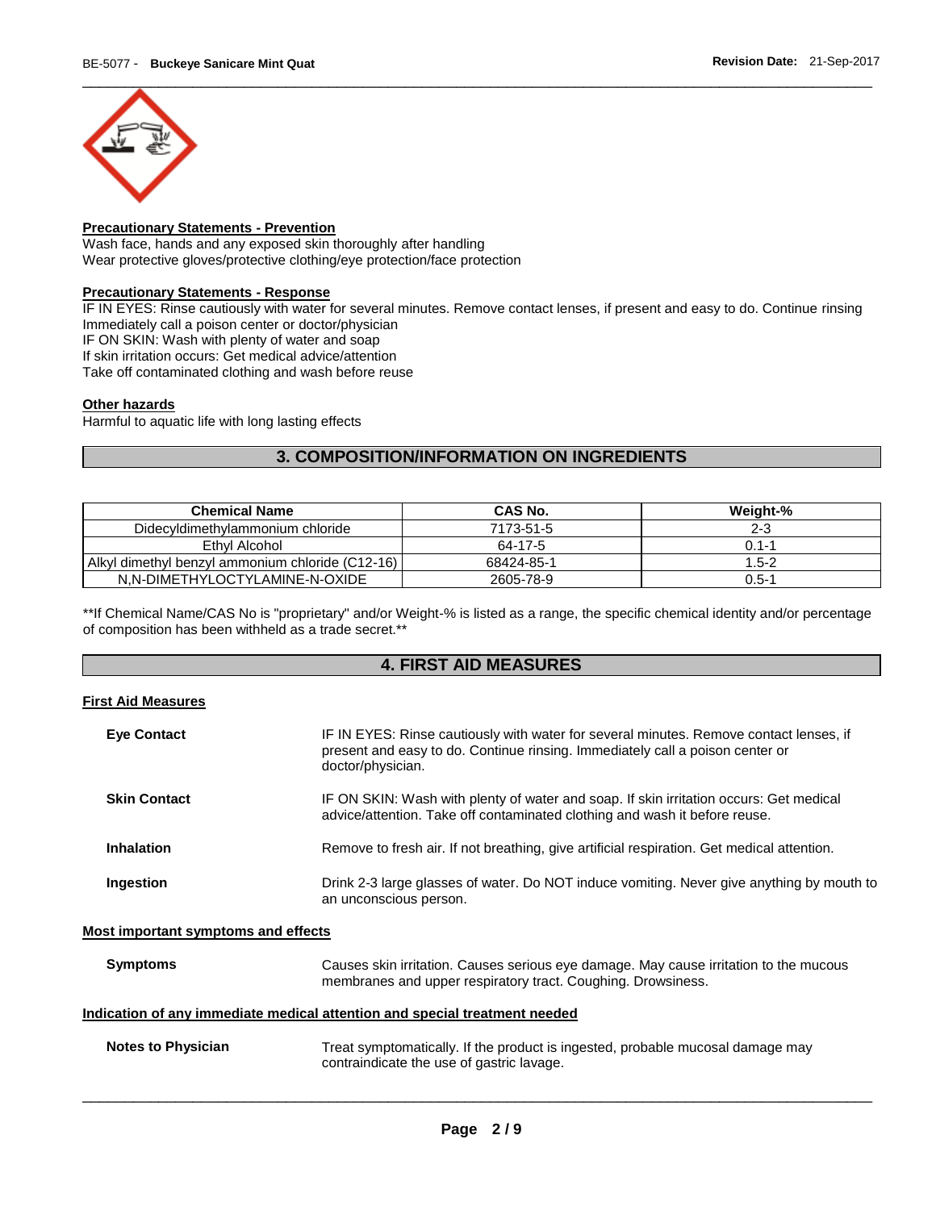**Precautionary Statements - Prevention**

Wash face, hands and any exposed skin thoroughly after handling
Wear protective gloves/protective clothing/eye protection/face protection

**Precautionary Statements - Response**

IF IN EYES: Rinse cautiously with water for several minutes. Remove contact lenses, if present and easy to do. Continue rinsing
Immediately call a poison center or doctor/physician
IF ON SKIN: Wash with plenty of water and soap
If skin irritation occurs: Get medical advice/attention
Take off contaminated clothing and wash before reuse

**Other hazards**

Harmful to aquatic life with long lasting effects

## 3. COMPOSITION/INFORMATION ON INGREDIENTS

| Chemical Name | CAS No. | Weight-% |
|---|---|---|
| Didecyldimethylammonium chloride | 7173-51-5 | 2-3 |
| Ethyl Alcohol | 64-17-5 | 0.1-1 |
| Alkyl dimethyl benzyl ammonium chloride (C12-16) | 68424-85-1 | 1.5-2 |
| N,N-DIMETHYLOCTYLAMINE-N-OXIDE | 2605-78-9 | 0.5-1 |

**If Chemical Name/CAS No is "proprietary" and/or Weight-% is listed as a range, the specific chemical identity and/or percentage of composition has been withheld as a trade secret.**

## 4. FIRST AID MEASURES

**First Aid Measures**

**Eye Contact** IF IN EYES: Rinse cautiously with water for several minutes. Remove contact lenses, if present and easy to do. Continue rinsing. Immediately call a poison center or doctor/physician.

**Skin Contact** IF ON SKIN: Wash with plenty of water and soap. If skin irritation occurs: Get medical advice/attention. Take off contaminated clothing and wash it before reuse.

**Inhalation** Remove to fresh air. If not breathing, give artificial respiration. Get medical attention.

**Ingestion** Drink 2-3 large glasses of water. Do NOT induce vomiting. Never give anything by mouth to an unconscious person.

**Most important symptoms and effects**

**Symptoms** Causes skin irritation. Causes serious eye damage. May cause irritation to the mucous membranes and upper respiratory tract. Coughing. Drowsiness.

**Indication of any immediate medical attention and special treatment needed**

**Notes to Physician** Treat symptomatically. If the product is ingested, probable mucosal damage may contraindicate the use of gastric lavage.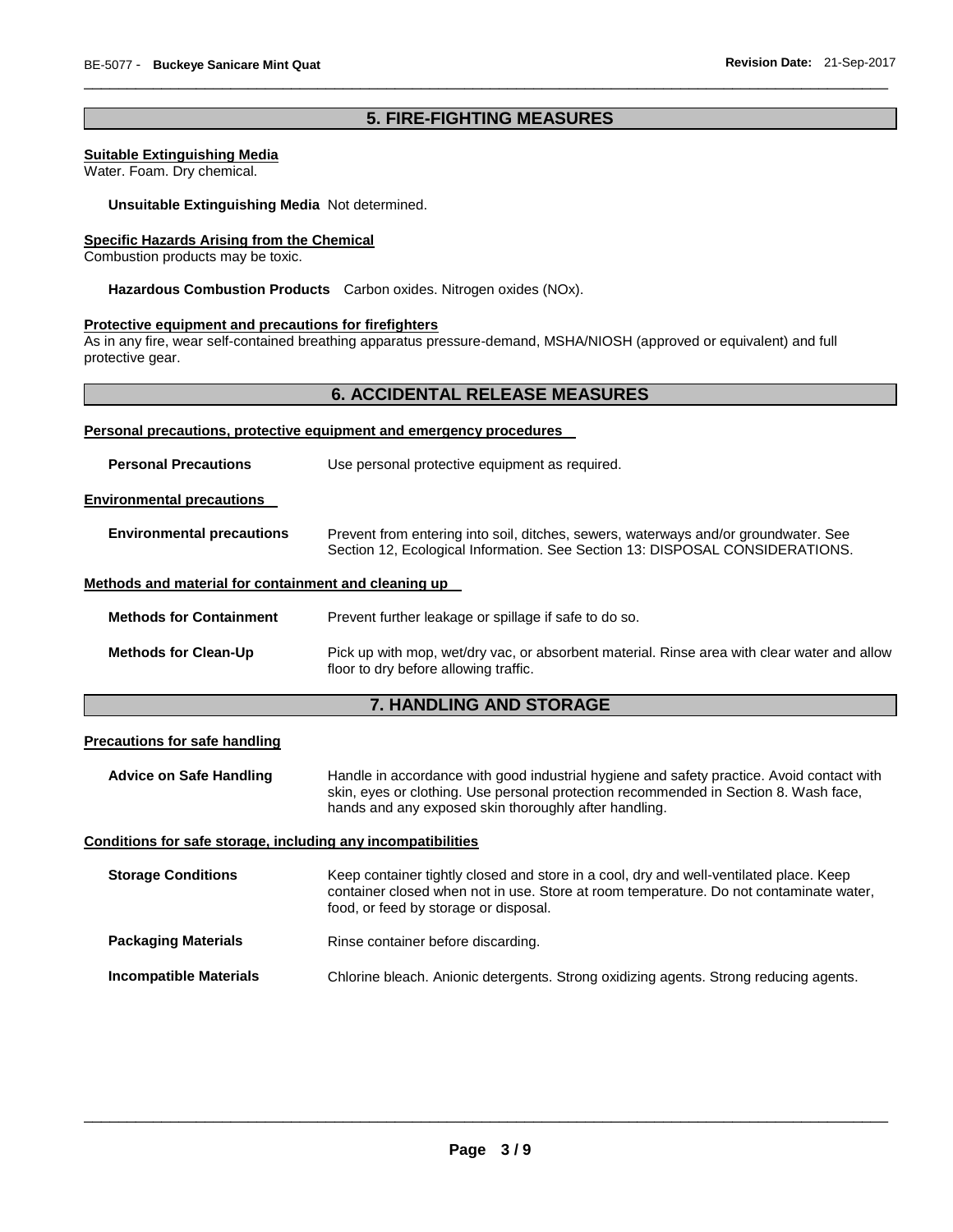## 5. FIRE-FIGHTING MEASURES

**Suitable Extinguishing Media**
Water. Foam. Dry chemical.

**Unsuitable Extinguishing Media** Not determined.

**Specific Hazards Arising from the Chemical**
Combustion products may be toxic.

**Hazardous Combustion Products** Carbon oxides. Nitrogen oxides (NOx).

**Protective equipment and precautions for firefighters**
As in any fire, wear self-contained breathing apparatus pressure-demand, MSHA/NIOSH (approved or equivalent) and full protective gear.

## 6. ACCIDENTAL RELEASE MEASURES

**Personal precautions, protective equipment and emergency procedures**

**Personal Precautions** Use personal protective equipment as required.

**Environmental precautions**

**Environmental precautions** Prevent from entering into soil, ditches, sewers, waterways and/or groundwater. See Section 12, Ecological Information. See Section 13: DISPOSAL CONSIDERATIONS.

**Methods and material for containment and cleaning up**

**Methods for Containment** Prevent further leakage or spillage if safe to do so.

**Methods for Clean-Up** Pick up with mop, wet/dry vac, or absorbent material. Rinse area with clear water and allow floor to dry before allowing traffic.

## 7. HANDLING AND STORAGE

**Precautions for safe handling**

**Advice on Safe Handling** Handle in accordance with good industrial hygiene and safety practice. Avoid contact with skin, eyes or clothing. Use personal protection recommended in Section 8. Wash face, hands and any exposed skin thoroughly after handling.

**Conditions for safe storage, including any incompatibilities**

**Storage Conditions** Keep container tightly closed and store in a cool, dry and well-ventilated place. Keep container closed when not in use. Store at room temperature. Do not contaminate water, food, or feed by storage or disposal.

**Packaging Materials** Rinse container before discarding.

**Incompatible Materials** Chlorine bleach. Anionic detergents. Strong oxidizing agents. Strong reducing agents.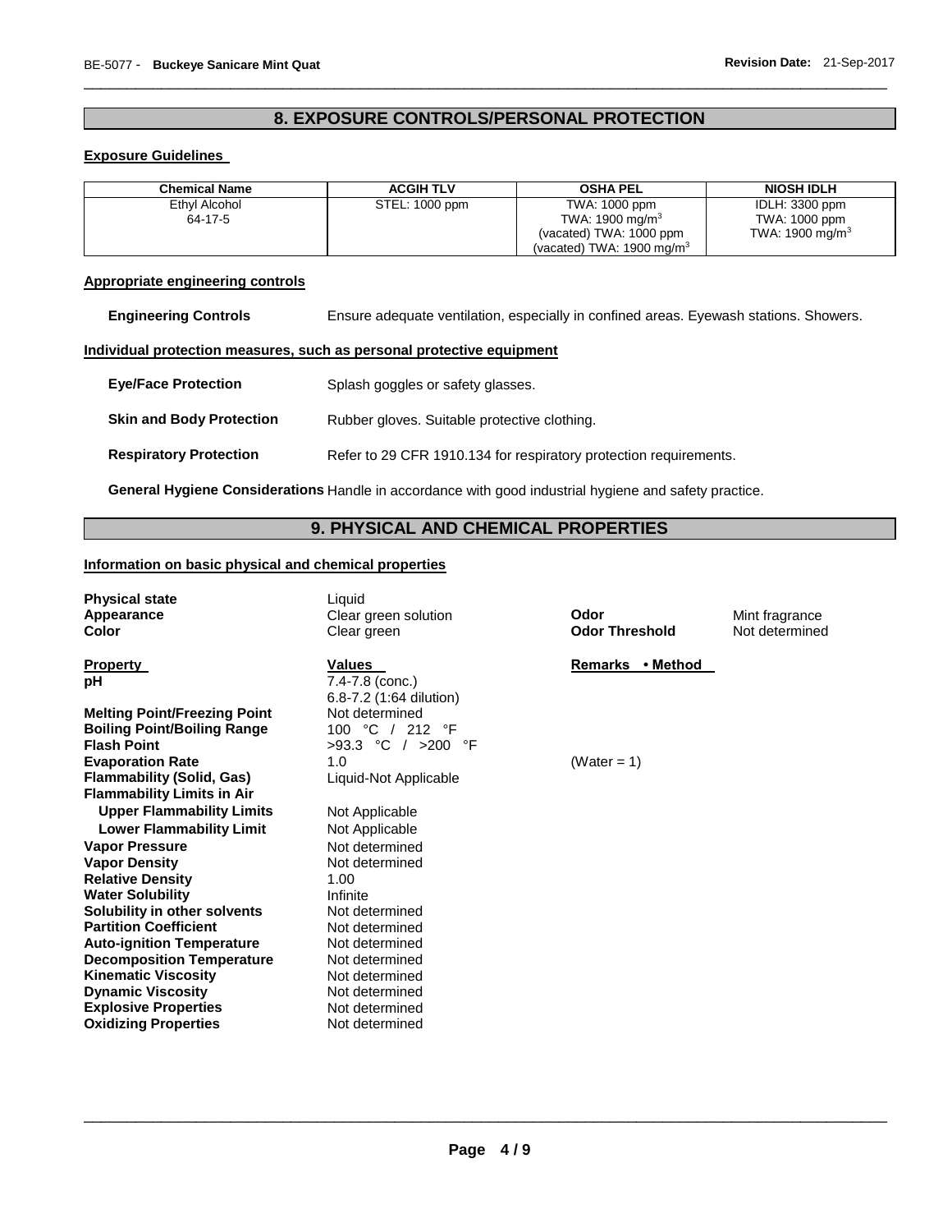## 8. EXPOSURE CONTROLS/PERSONAL PROTECTION

### Exposure Guidelines

| Chemical Name | ACGIH TLV | OSHA PEL | NIOSH IDLH |
|---|---|---|---|
| Ethyl Alcohol<br>64-17-5 | STEL: 1000 ppm | TWA: 1000 ppm<br>TWA: 1900 mg/m$^3$<br>(vacated) TWA: 1000 ppm<br>(vacated) TWA: 1900 mg/m$^3$ | IDLH: 3300 ppm<br>TWA: 1000 ppm<br>TWA: 1900 mg/m$^3$ |

### Appropriate engineering controls

**Engineering Controls** Ensure adequate ventilation, especially in confined areas. Eyewash stations. Showers.

### Individual protection measures, such as personal protective equipment

**Eye/Face Protection** Splash goggles or safety glasses.

**Skin and Body Protection** Rubber gloves. Suitable protective clothing.

**Respiratory Protection** Refer to 29 CFR 1910.134 for respiratory protection requirements.

**General Hygiene Considerations** Handle in accordance with good industrial hygiene and safety practice.

## 9. PHYSICAL AND CHEMICAL PROPERTIES

### Information on basic physical and chemical properties

**Physical state** Liquid
**Appearance** Clear green solution
**Color** Clear green
**Odor** Mint fragrance
**Odor Threshold** Not determined

| Property | Values | Remarks • Method |
|---|---|---|
| pH | 7.4-7.8 (conc.)<br>6.8-7.2 (1:64 dilution) | |
| Melting Point/Freezing Point | Not determined | |
| Boiling Point/Boiling Range | 100 °C / 212 °F | |
| Flash Point | >93.3 °C / >200 °F | |
| Evaporation Rate | 1.0 | (Water = 1) |
| Flammability (Solid, Gas) | Liquid-Not Applicable | |
| Flammability Limits in Air | | |
| Upper Flammability Limits | Not Applicable | |
| Lower Flammability Limit | Not Applicable | |
| Vapor Pressure | Not determined | |
| Vapor Density | Not determined | |
| Relative Density | 1.00 | |
| Water Solubility | Infinite | |
| Solubility in other solvents | Not determined | |
| Partition Coefficient | Not determined | |
| Auto-ignition Temperature | Not determined | |
| Decomposition Temperature | Not determined | |
| Kinematic Viscosity | Not determined | |
| Dynamic Viscosity | Not determined | |
| Explosive Properties | Not determined | |
| Oxidizing Properties | Not determined | |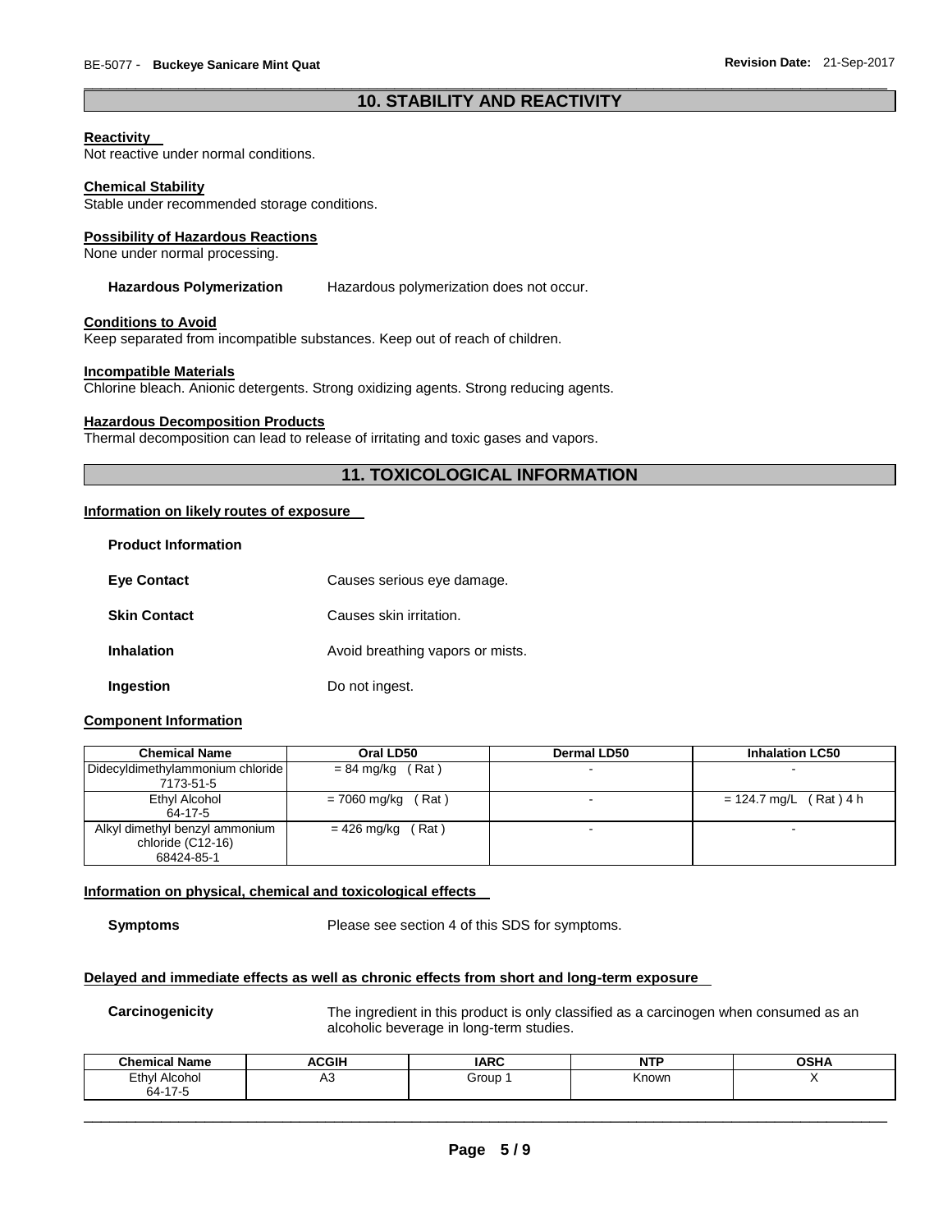## 10. STABILITY AND REACTIVITY

**Reactivity**
Not reactive under normal conditions.

**Chemical Stability**
Stable under recommended storage conditions.

**Possibility of Hazardous Reactions**
None under normal processing.

**Hazardous Polymerization** Hazardous polymerization does not occur.

**Conditions to Avoid**
Keep separated from incompatible substances. Keep out of reach of children.

**Incompatible Materials**
Chlorine bleach. Anionic detergents. Strong oxidizing agents. Strong reducing agents.

**Hazardous Decomposition Products**
Thermal decomposition can lead to release of irritating and toxic gases and vapors.

## 11. TOXICOLOGICAL INFORMATION

**Information on likely routes of exposure**

**Product Information**

**Eye Contact** Causes serious eye damage.

**Skin Contact** Causes skin irritation.

**Inhalation** Avoid breathing vapors or mists.

**Ingestion** Do not ingest.

**Component Information**

| Chemical Name | Oral LD50 | Dermal LD50 | Inhalation LC50 |
|---|---|---|---|
| Didecyldimethylammonium chloride 7173-51-5 | = 84 mg/kg ( Rat ) | - | - |
| Ethyl Alcohol 64-17-5 | = 7060 mg/kg ( Rat ) | - | = 124.7 mg/L ( Rat ) 4 h |
| Alkyl dimethyl benzyl ammonium chloride (C12-16) 68424-85-1 | = 426 mg/kg ( Rat ) | - | - |

**Information on physical, chemical and toxicological effects**

**Symptoms** Please see section 4 of this SDS for symptoms.

**Delayed and immediate effects as well as chronic effects from short and long-term exposure**

**Carcinogenicity** The ingredient in this product is only classified as a carcinogen when consumed as an alcoholic beverage in long-term studies.

| Chemical Name | ACGIH | IARC | NTP | OSHA |
|---|---|---|---|---|
| Ethyl Alcohol 64-17-5 | A3 | Group 1 | Known | X |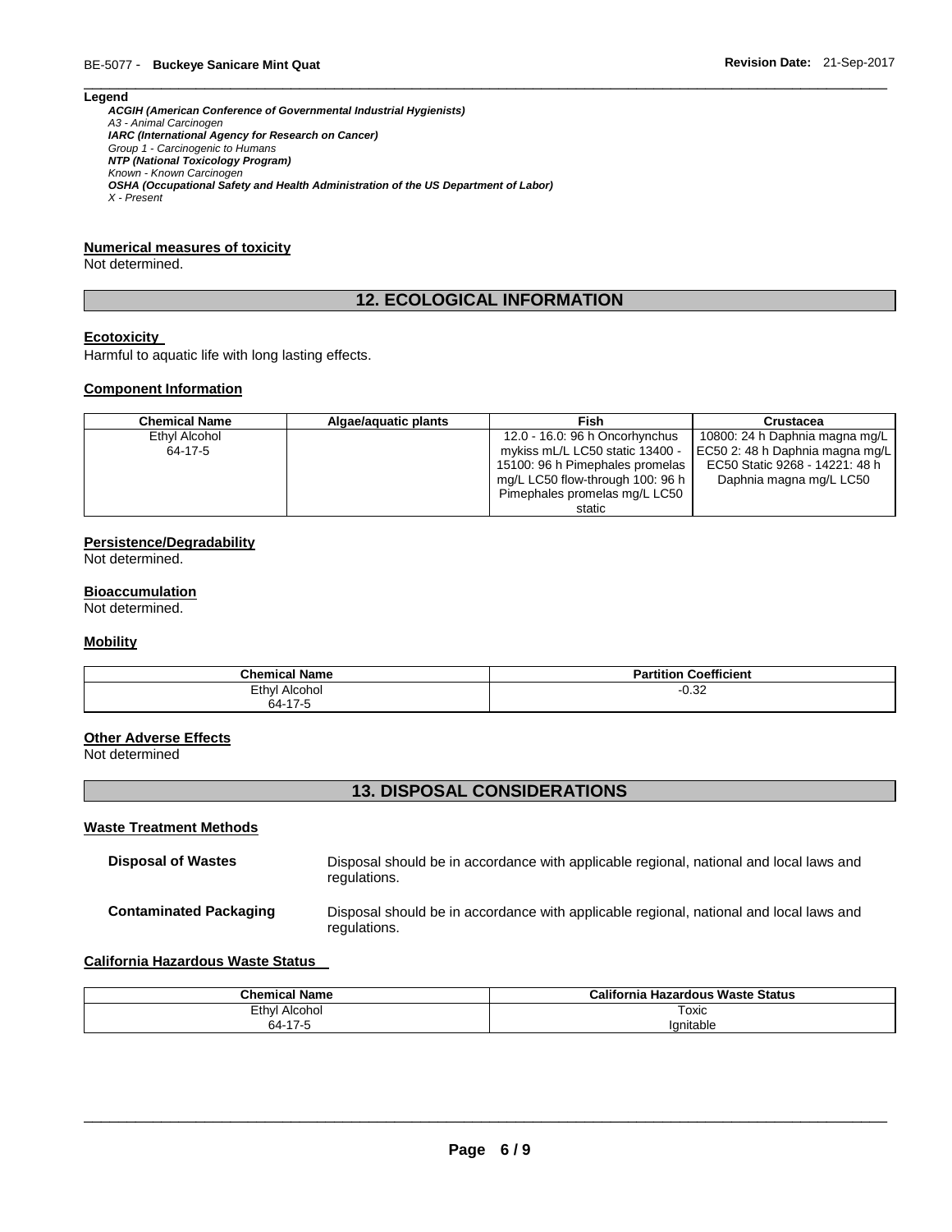**Legend**

***ACGIH (American Conference of Governmental Industrial Hygienists)***
*A3 - Animal Carcinogen*
***IARC (International Agency for Research on Cancer)***
*Group 1 - Carcinogenic to Humans*
***NTP (National Toxicology Program)***
*Known - Known Carcinogen*
***OSHA (Occupational Safety and Health Administration of the US Department of Labor)***
*X - Present*

**Numerical measures of toxicity**

Not determined.

## 12. ECOLOGICAL INFORMATION

**Ecotoxicity**

Harmful to aquatic life with long lasting effects.

**Component Information**

| Chemical Name | Algae/aquatic plants | Fish | Crustacea |
|---|---|---|---|
| Ethyl Alcohol 64-17-5 | | 12.0 - 16.0: 96 h Oncorhynchus mykiss mL/L LC50 static 13400 - 15100: 96 h Pimephales promelas mg/L LC50 flow-through 100: 96 h Pimephales promelas mg/L LC50 static | 10800: 24 h Daphnia magna mg/L EC50 2: 48 h Daphnia magna mg/L EC50 Static 9268 - 14221: 48 h Daphnia magna mg/L LC50 |

**Persistence/Degradability**

Not determined.

**Bioaccumulation**

Not determined.

**Mobility**

| Chemical Name | Partition Coefficient |
|---|---|
| Ethyl Alcohol 64-17-5 | -0.32 |

**Other Adverse Effects**

Not determined

## 13. DISPOSAL CONSIDERATIONS

**Waste Treatment Methods**

**Disposal of Wastes** — Disposal should be in accordance with applicable regional, national and local laws and regulations.

**Contaminated Packaging** — Disposal should be in accordance with applicable regional, national and local laws and regulations.

**California Hazardous Waste Status**

| Chemical Name | California Hazardous Waste Status |
|---|---|
| Ethyl Alcohol 64-17-5 | Toxic Ignitable |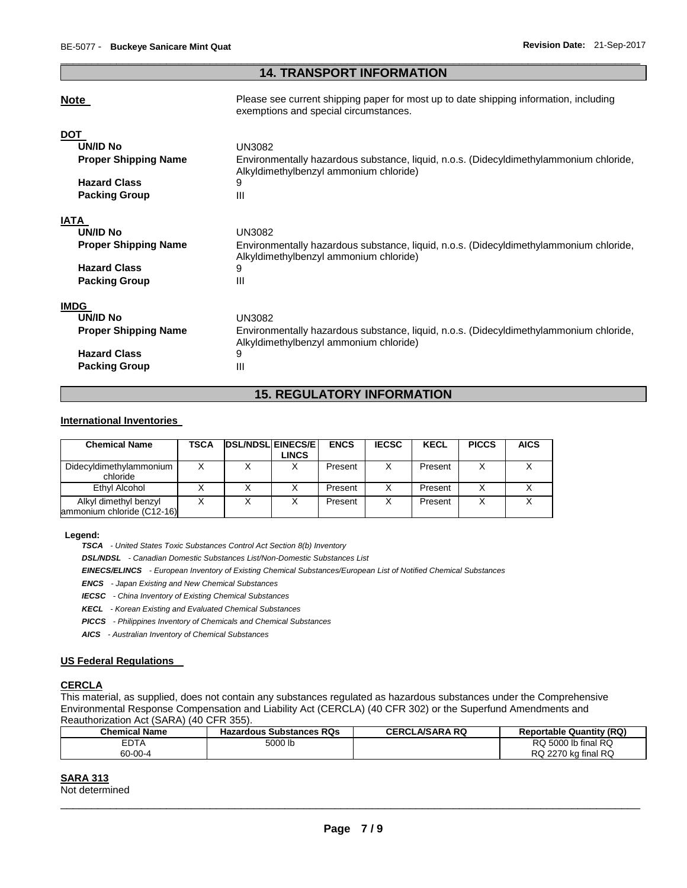## 14. TRANSPORT INFORMATION

**Note** Please see current shipping paper for most up to date shipping information, including exemptions and special circumstances.

**DOT**

**UN/ID No** UN3082

**Proper Shipping Name** Environmentally hazardous substance, liquid, n.o.s. (Didecyldimethylammonium chloride, Alkyldimethylbenzyl ammonium chloride)

**Hazard Class** 9

**Packing Group** III

**IATA**

**UN/ID No** UN3082

**Proper Shipping Name** Environmentally hazardous substance, liquid, n.o.s. (Didecyldimethylammonium chloride, Alkyldimethylbenzyl ammonium chloride)

**Hazard Class** 9

**Packing Group** III

**IMDG**

**UN/ID No** UN3082

**Proper Shipping Name** Environmentally hazardous substance, liquid, n.o.s. (Didecyldimethylammonium chloride, Alkyldimethylbenzyl ammonium chloride)

**Hazard Class** 9

**Packing Group** III

## 15. REGULATORY INFORMATION

**International Inventories**

| Chemical Name | TSCA | DSL/NDSL | EINECS/ELINCS | ENCS | IECSC | KECL | PICCS | AICS |
|---|---|---|---|---|---|---|---|---|
| Didecyldimethylammonium chloride | X | X | X | Present | X | Present | X | X |
| Ethyl Alcohol | X | X | X | Present | X | Present | X | X |
| Alkyl dimethyl benzyl ammonium chloride (C12-16) | X | X | X | Present | X | Present | X | X |

**Legend:**

***TSCA*** *- United States Toxic Substances Control Act Section 8(b) Inventory*

***DSL/NDSL*** *- Canadian Domestic Substances List/Non-Domestic Substances List*

***EINECS/ELINCS*** *- European Inventory of Existing Chemical Substances/European List of Notified Chemical Substances*

***ENCS*** *- Japan Existing and New Chemical Substances*

***IECSC*** *- China Inventory of Existing Chemical Substances*

***KECL*** *- Korean Existing and Evaluated Chemical Substances*

***PICCS*** *- Philippines Inventory of Chemicals and Chemical Substances*

***AICS*** *- Australian Inventory of Chemical Substances*

**US Federal Regulations**

**CERCLA**

This material, as supplied, does not contain any substances regulated as hazardous substances under the Comprehensive Environmental Response Compensation and Liability Act (CERCLA) (40 CFR 302) or the Superfund Amendments and Reauthorization Act (SARA) (40 CFR 355).

| Chemical Name | Hazardous Substances RQs | CERCLA/SARA RQ | Reportable Quantity (RQ) |
|---|---|---|---|
| EDTA<br>60-00-4 | 5000 lb | | RQ 5000 lb final RQ<br>RQ 2270 kg final RQ |

**SARA 313**

Not determined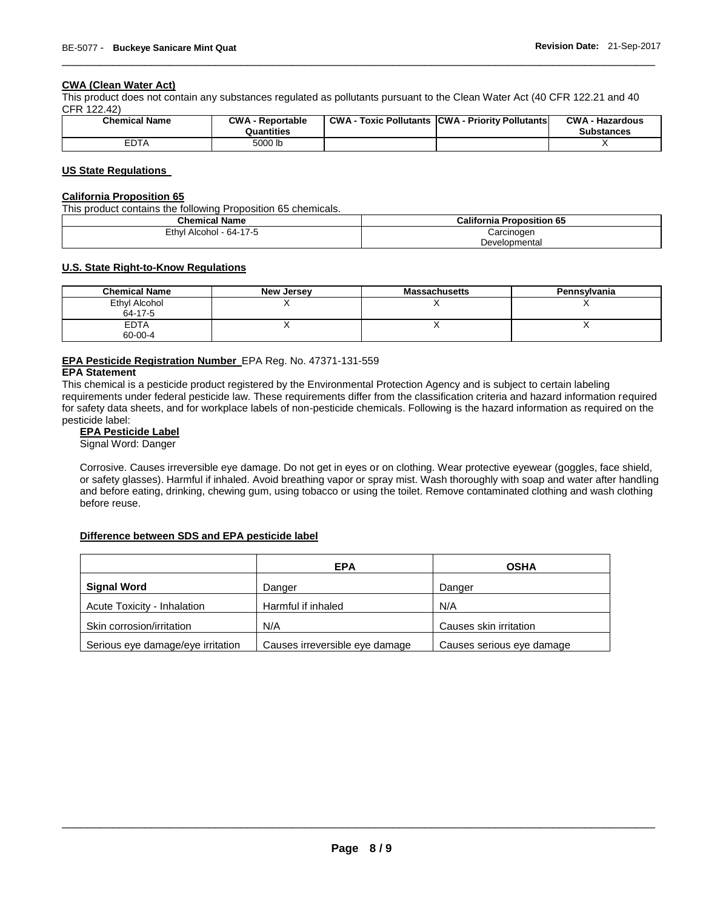### CWA (Clean Water Act)

This product does not contain any substances regulated as pollutants pursuant to the Clean Water Act (40 CFR 122.21 and 40 CFR 122.42)

| Chemical Name | CWA - Reportable Quantities | CWA - Toxic Pollutants | CWA - Priority Pollutants | CWA - Hazardous Substances |
|---|---|---|---|---|
| EDTA | 5000 lb | | | X |

### US State Regulations

### California Proposition 65

This product contains the following Proposition 65 chemicals.

| Chemical Name | California Proposition 65 |
|---|---|
| Ethyl Alcohol - 64-17-5 | Carcinogen<br>Developmental |

### U.S. State Right-to-Know Regulations

| Chemical Name | New Jersey | Massachusetts | Pennsylvania |
|---|---|---|---|
| Ethyl Alcohol<br>64-17-5 | X | X | X |
| EDTA<br>60-00-4 | X | X | X |

**EPA Pesticide Registration Number** EPA Reg. No. 47371-131-559

**EPA Statement**

This chemical is a pesticide product registered by the Environmental Protection Agency and is subject to certain labeling requirements under federal pesticide law. These requirements differ from the classification criteria and hazard information required for safety data sheets, and for workplace labels of non-pesticide chemicals. Following is the hazard information as required on the pesticide label:

**EPA Pesticide Label**

Signal Word: Danger

Corrosive. Causes irreversible eye damage. Do not get in eyes or on clothing. Wear protective eyewear (goggles, face shield, or safety glasses). Harmful if inhaled. Avoid breathing vapor or spray mist. Wash thoroughly with soap and water after handling and before eating, drinking, chewing gum, using tobacco or using the toilet. Remove contaminated clothing and wash clothing before reuse.

### Difference between SDS and EPA pesticide label

| | EPA | OSHA |
|---|---|---|
| **Signal Word** | Danger | Danger |
| Acute Toxicity - Inhalation | Harmful if inhaled | N/A |
| Skin corrosion/irritation | N/A | Causes skin irritation |
| Serious eye damage/eye irritation | Causes irreversible eye damage | Causes serious eye damage |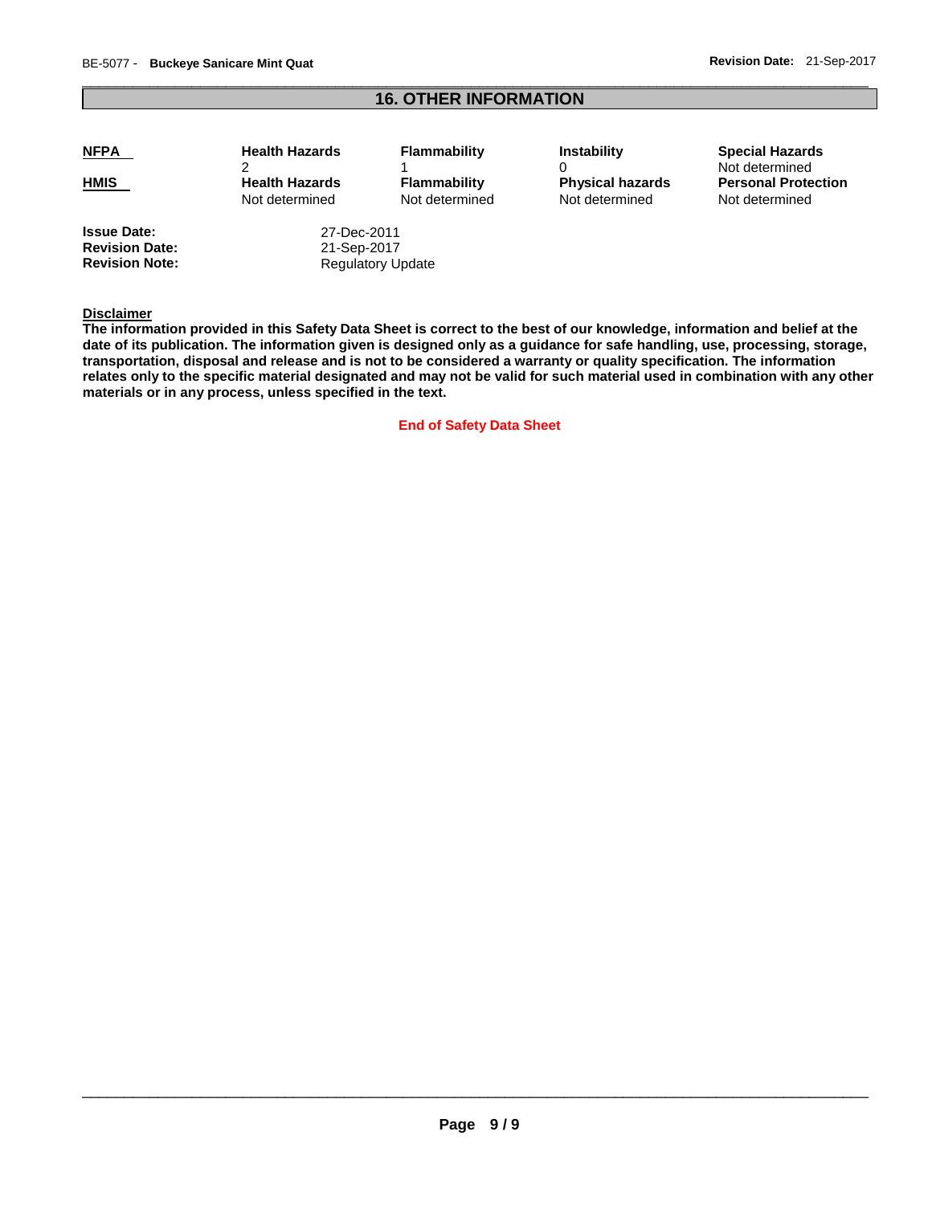## 16. OTHER INFORMATION

| | | | | |
|---|---|---|---|---|
| **NFPA** | **Health Hazards** 2 | **Flammability** 1 | **Instability** 0 | **Special Hazards** Not determined |
| **HMIS** | **Health Hazards** Not determined | **Flammability** Not determined | **Physical hazards** Not determined | **Personal Protection** Not determined |

**Issue Date:** 27-Dec-2011
**Revision Date:** 21-Sep-2017
**Revision Note:** Regulatory Update

**Disclaimer**

**The information provided in this Safety Data Sheet is correct to the best of our knowledge, information and belief at the date of its publication. The information given is designed only as a guidance for safe handling, use, processing, storage, transportation, disposal and release and is not to be considered a warranty or quality specification. The information relates only to the specific material designated and may not be valid for such material used in combination with any other materials or in any process, unless specified in the text.**

**End of Safety Data Sheet**